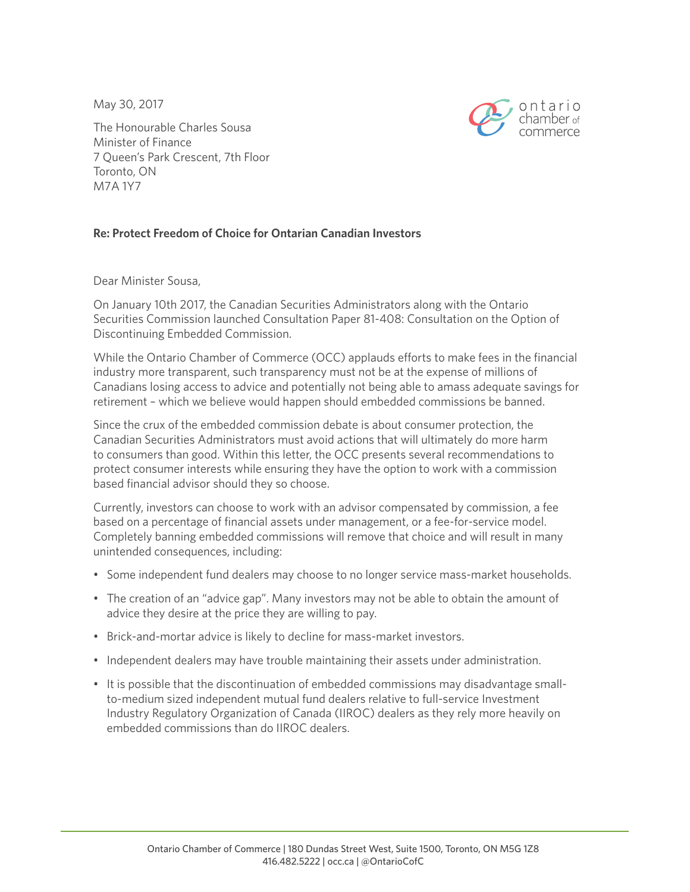May 30, 2017

The Honourable Charles Sousa
Minister of Finance
7 Queen's Park Crescent, 7th Floor
Toronto, ON
M7A 1Y7

**Re: Protect Freedom of Choice for Ontarian Canadian Investors**

Dear Minister Sousa,

On January 10th 2017, the Canadian Securities Administrators along with the Ontario Securities Commission launched Consultation Paper 81-408: Consultation on the Option of Discontinuing Embedded Commission.

While the Ontario Chamber of Commerce (OCC) applauds efforts to make fees in the financial industry more transparent, such transparency must not be at the expense of millions of Canadians losing access to advice and potentially not being able to amass adequate savings for retirement – which we believe would happen should embedded commissions be banned.

Since the crux of the embedded commission debate is about consumer protection, the Canadian Securities Administrators must avoid actions that will ultimately do more harm to consumers than good. Within this letter, the OCC presents several recommendations to protect consumer interests while ensuring they have the option to work with a commission based financial advisor should they so choose.

Currently, investors can choose to work with an advisor compensated by commission, a fee based on a percentage of financial assets under management, or a fee-for-service model. Completely banning embedded commissions will remove that choice and will result in many unintended consequences, including:

- Some independent fund dealers may choose to no longer service mass-market households.
- The creation of an "advice gap". Many investors may not be able to obtain the amount of advice they desire at the price they are willing to pay.
- Brick-and-mortar advice is likely to decline for mass-market investors.
- Independent dealers may have trouble maintaining their assets under administration.
- It is possible that the discontinuation of embedded commissions may disadvantage small-to-medium sized independent mutual fund dealers relative to full-service Investment Industry Regulatory Organization of Canada (IIROC) dealers as they rely more heavily on embedded commissions than do IIROC dealers.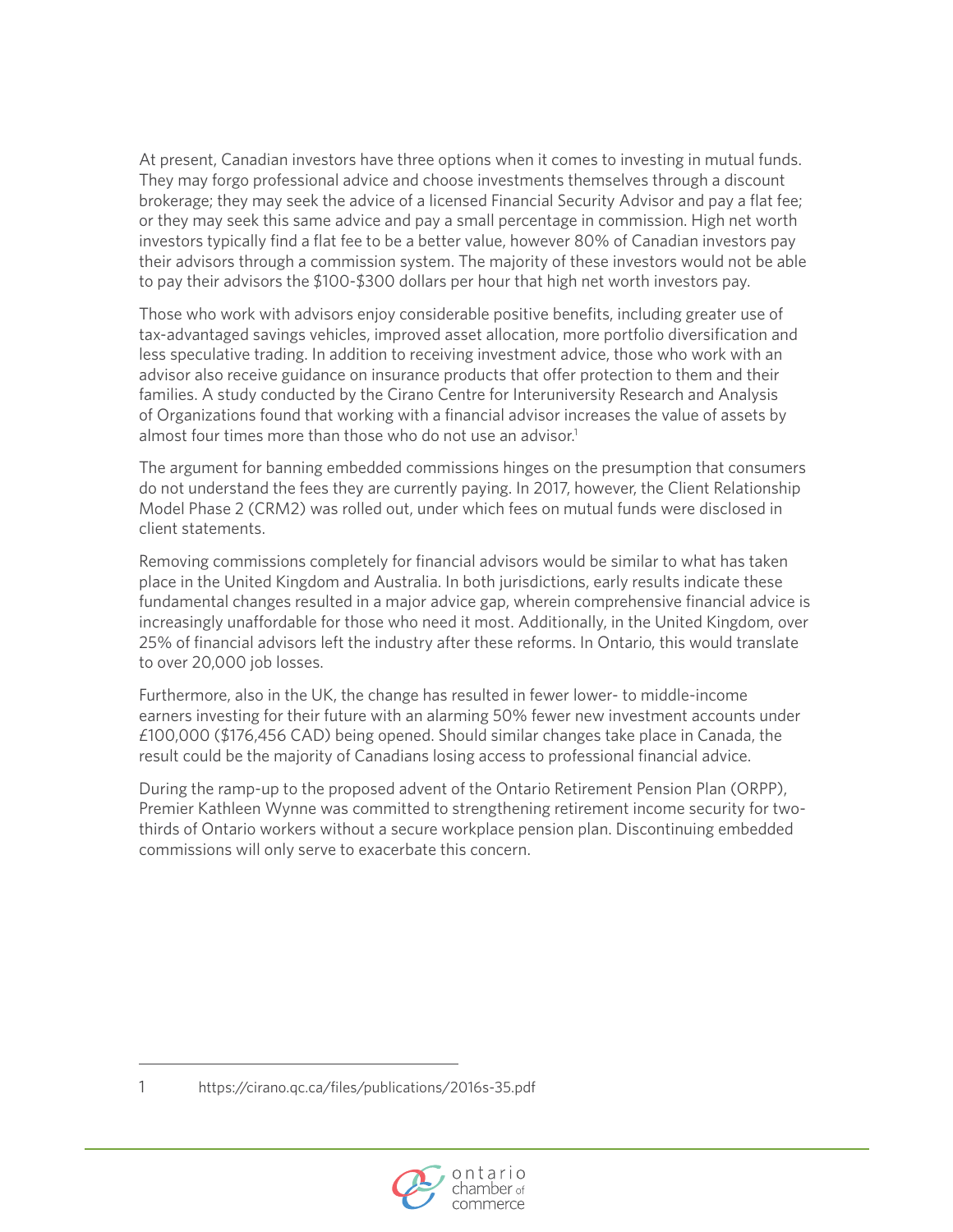At present, Canadian investors have three options when it comes to investing in mutual funds. They may forgo professional advice and choose investments themselves through a discount brokerage; they may seek the advice of a licensed Financial Security Advisor and pay a flat fee; or they may seek this same advice and pay a small percentage in commission. High net worth investors typically find a flat fee to be a better value, however 80% of Canadian investors pay their advisors through a commission system. The majority of these investors would not be able to pay their advisors the $100-$300 dollars per hour that high net worth investors pay.

Those who work with advisors enjoy considerable positive benefits, including greater use of tax-advantaged savings vehicles, improved asset allocation, more portfolio diversification and less speculative trading. In addition to receiving investment advice, those who work with an advisor also receive guidance on insurance products that offer protection to them and their families. A study conducted by the Cirano Centre for Interuniversity Research and Analysis of Organizations found that working with a financial advisor increases the value of assets by almost four times more than those who do not use an advisor.[1]

The argument for banning embedded commissions hinges on the presumption that consumers do not understand the fees they are currently paying. In 2017, however, the Client Relationship Model Phase 2 (CRM2) was rolled out, under which fees on mutual funds were disclosed in client statements.

Removing commissions completely for financial advisors would be similar to what has taken place in the United Kingdom and Australia. In both jurisdictions, early results indicate these fundamental changes resulted in a major advice gap, wherein comprehensive financial advice is increasingly unaffordable for those who need it most. Additionally, in the United Kingdom, over 25% of financial advisors left the industry after these reforms. In Ontario, this would translate to over 20,000 job losses.

Furthermore, also in the UK, the change has resulted in fewer lower- to middle-income earners investing for their future with an alarming 50% fewer new investment accounts under £100,000 ($176,456 CAD) being opened. Should similar changes take place in Canada, the result could be the majority of Canadians losing access to professional financial advice.

During the ramp-up to the proposed advent of the Ontario Retirement Pension Plan (ORPP), Premier Kathleen Wynne was committed to strengthening retirement income security for two-thirds of Ontario workers without a secure workplace pension plan. Discontinuing embedded commissions will only serve to exacerbate this concern.

---

1 https://cirano.qc.ca/files/publications/2016s-35.pdf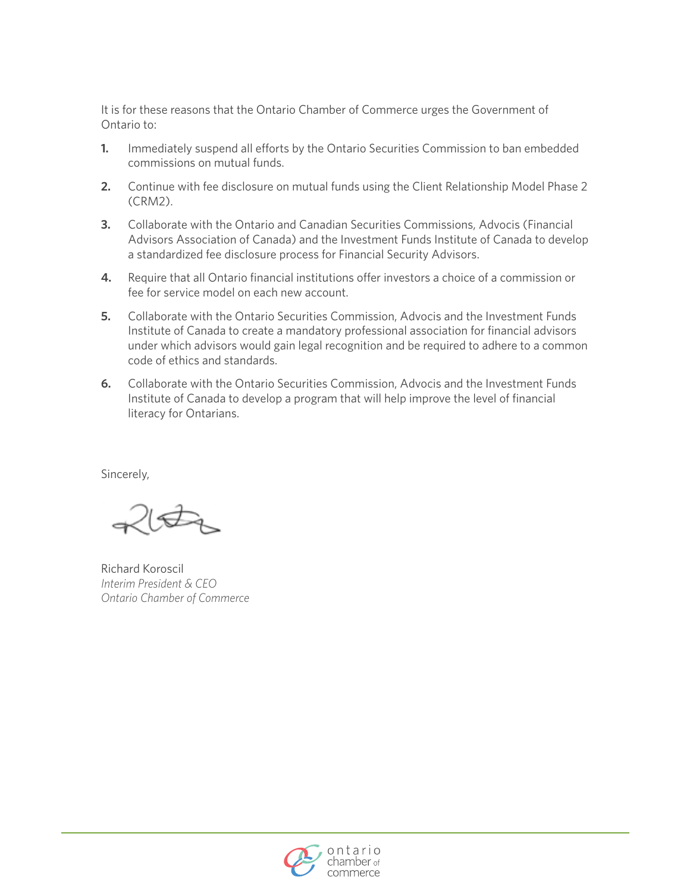It is for these reasons that the Ontario Chamber of Commerce urges the Government of Ontario to:

1. Immediately suspend all efforts by the Ontario Securities Commission to ban embedded commissions on mutual funds.
2. Continue with fee disclosure on mutual funds using the Client Relationship Model Phase 2 (CRM2).
3. Collaborate with the Ontario and Canadian Securities Commissions, Advocis (Financial Advisors Association of Canada) and the Investment Funds Institute of Canada to develop a standardized fee disclosure process for Financial Security Advisors.
4. Require that all Ontario financial institutions offer investors a choice of a commission or fee for service model on each new account.
5. Collaborate with the Ontario Securities Commission, Advocis and the Investment Funds Institute of Canada to create a mandatory professional association for financial advisors under which advisors would gain legal recognition and be required to adhere to a common code of ethics and standards.
6. Collaborate with the Ontario Securities Commission, Advocis and the Investment Funds Institute of Canada to develop a program that will help improve the level of financial literacy for Ontarians.

Sincerely,

Richard Koroscil
*Interim President & CEO*
*Ontario Chamber of Commerce*